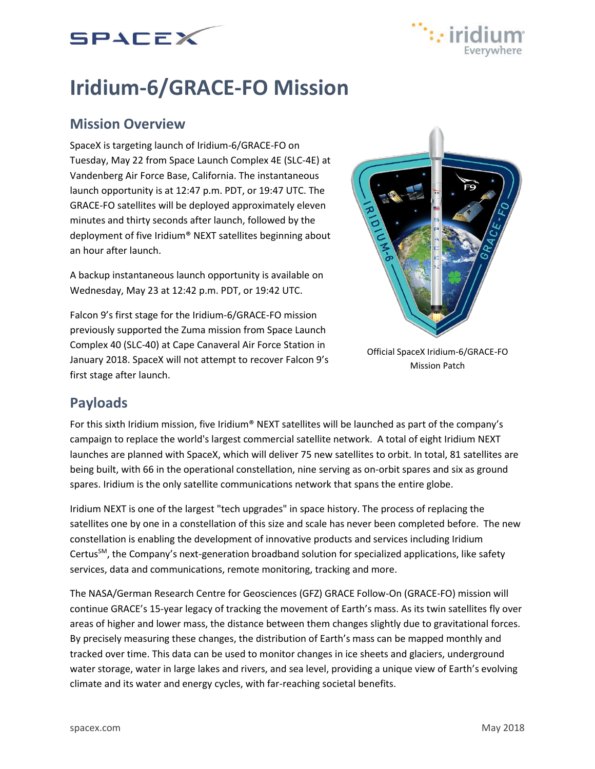# Iridium-6/GRACE-FO Mission

## Mission Overview

SpaceX is targeting launch of Iridium-6/GRACE-FO on Tuesday, May 22 from Space Launch Complex 4E (SLC-4E) at Vandenberg Air Force Base, California. The instantaneous launch opportunity is at 12:47 p.m. PDT, or 19:47 UTC. The GRACE-FO satellites will be deployed approximately eleven minutes and thirty seconds after launch, followed by the deployment of five Iridium® NEXT satellites beginning about an hour after launch.

A backup instantaneous launch opportunity is available on Wednesday, May 23 at 12:42 p.m. PDT, or 19:42 UTC.

Falcon 9's first stage for the Iridium-6/GRACE-FO mission previously supported the Zuma mission from Space Launch Complex 40 (SLC-40) at Cape Canaveral Air Force Station in January 2018. SpaceX will not attempt to recover Falcon 9's first stage after launch.

Official SpaceX Iridium-6/GRACE-FO Mission Patch

## Payloads

For this sixth Iridium mission, five Iridium® NEXT satellites will be launched as part of the company's campaign to replace the world's largest commercial satellite network. A total of eight Iridium NEXT launches are planned with SpaceX, which will deliver 75 new satellites to orbit. In total, 81 satellites are being built, with 66 in the operational constellation, nine serving as on-orbit spares and six as ground spares. Iridium is the only satellite communications network that spans the entire globe.

Iridium NEXT is one of the largest "tech upgrades" in space history. The process of replacing the satellites one by one in a constellation of this size and scale has never been completed before. The new constellation is enabling the development of innovative products and services including Iridium Certus℠, the Company's next-generation broadband solution for specialized applications, like safety services, data and communications, remote monitoring, tracking and more.

The NASA/German Research Centre for Geosciences (GFZ) GRACE Follow-On (GRACE-FO) mission will continue GRACE's 15-year legacy of tracking the movement of Earth's mass. As its twin satellites fly over areas of higher and lower mass, the distance between them changes slightly due to gravitational forces. By precisely measuring these changes, the distribution of Earth's mass can be mapped monthly and tracked over time. This data can be used to monitor changes in ice sheets and glaciers, underground water storage, water in large lakes and rivers, and sea level, providing a unique view of Earth's evolving climate and its water and energy cycles, with far-reaching societal benefits.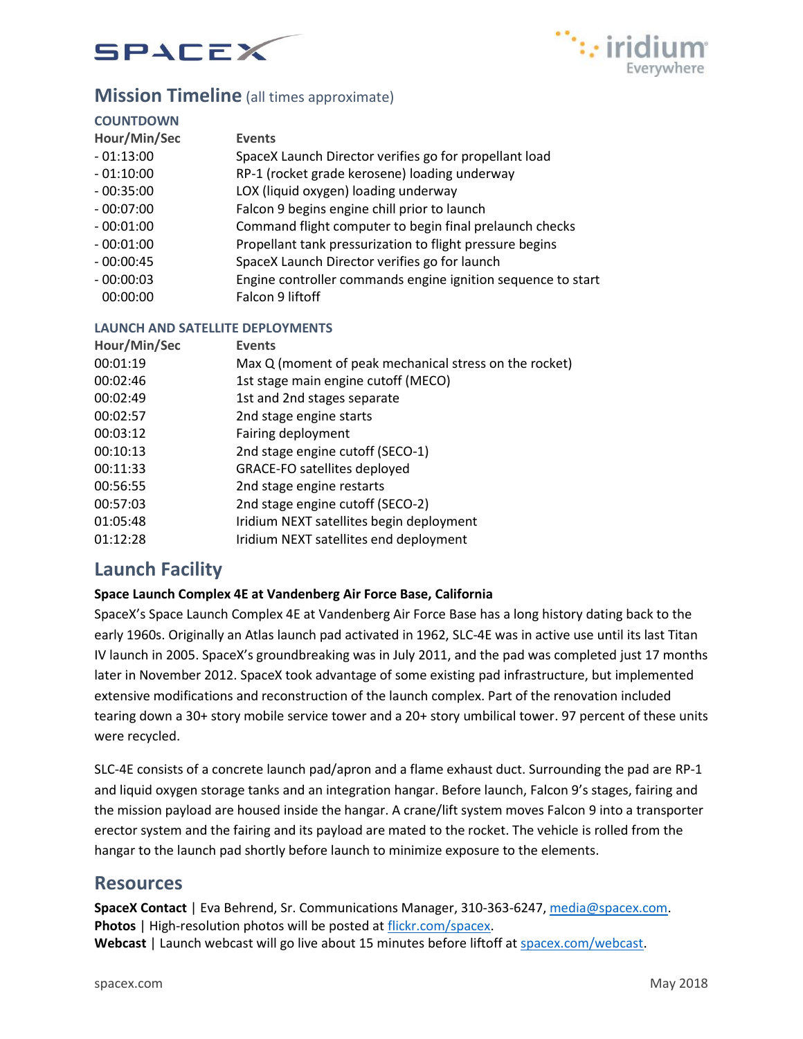## Mission Timeline (all times approximate)

### COUNTDOWN

| Hour/Min/Sec | Events |
|---|---|
| - 01:13:00 | SpaceX Launch Director verifies go for propellant load |
| - 01:10:00 | RP-1 (rocket grade kerosene) loading underway |
| - 00:35:00 | LOX (liquid oxygen) loading underway |
| - 00:07:00 | Falcon 9 begins engine chill prior to launch |
| - 00:01:00 | Command flight computer to begin final prelaunch checks |
| - 00:01:00 | Propellant tank pressurization to flight pressure begins |
| - 00:00:45 | SpaceX Launch Director verifies go for launch |
| - 00:00:03 | Engine controller commands engine ignition sequence to start |
| 00:00:00 | Falcon 9 liftoff |

### LAUNCH AND SATELLITE DEPLOYMENTS

| Hour/Min/Sec | Events |
|---|---|
| 00:01:19 | Max Q (moment of peak mechanical stress on the rocket) |
| 00:02:46 | 1st stage main engine cutoff (MECO) |
| 00:02:49 | 1st and 2nd stages separate |
| 00:02:57 | 2nd stage engine starts |
| 00:03:12 | Fairing deployment |
| 00:10:13 | 2nd stage engine cutoff (SECO-1) |
| 00:11:33 | GRACE-FO satellites deployed |
| 00:56:55 | 2nd stage engine restarts |
| 00:57:03 | 2nd stage engine cutoff (SECO-2) |
| 01:05:48 | Iridium NEXT satellites begin deployment |
| 01:12:28 | Iridium NEXT satellites end deployment |

## Launch Facility

**Space Launch Complex 4E at Vandenberg Air Force Base, California**

SpaceX's Space Launch Complex 4E at Vandenberg Air Force Base has a long history dating back to the early 1960s. Originally an Atlas launch pad activated in 1962, SLC-4E was in active use until its last Titan IV launch in 2005. SpaceX's groundbreaking was in July 2011, and the pad was completed just 17 months later in November 2012. SpaceX took advantage of some existing pad infrastructure, but implemented extensive modifications and reconstruction of the launch complex. Part of the renovation included tearing down a 30+ story mobile service tower and a 20+ story umbilical tower. 97 percent of these units were recycled.

SLC-4E consists of a concrete launch pad/apron and a flame exhaust duct. Surrounding the pad are RP-1 and liquid oxygen storage tanks and an integration hangar. Before launch, Falcon 9's stages, fairing and the mission payload are housed inside the hangar. A crane/lift system moves Falcon 9 into a transporter erector system and the fairing and its payload are mated to the rocket. The vehicle is rolled from the hangar to the launch pad shortly before launch to minimize exposure to the elements.

## Resources

**SpaceX Contact** | Eva Behrend, Sr. Communications Manager, 310-363-6247, media@spacex.com.
**Photos** | High-resolution photos will be posted at flickr.com/spacex.
**Webcast** | Launch webcast will go live about 15 minutes before liftoff at spacex.com/webcast.